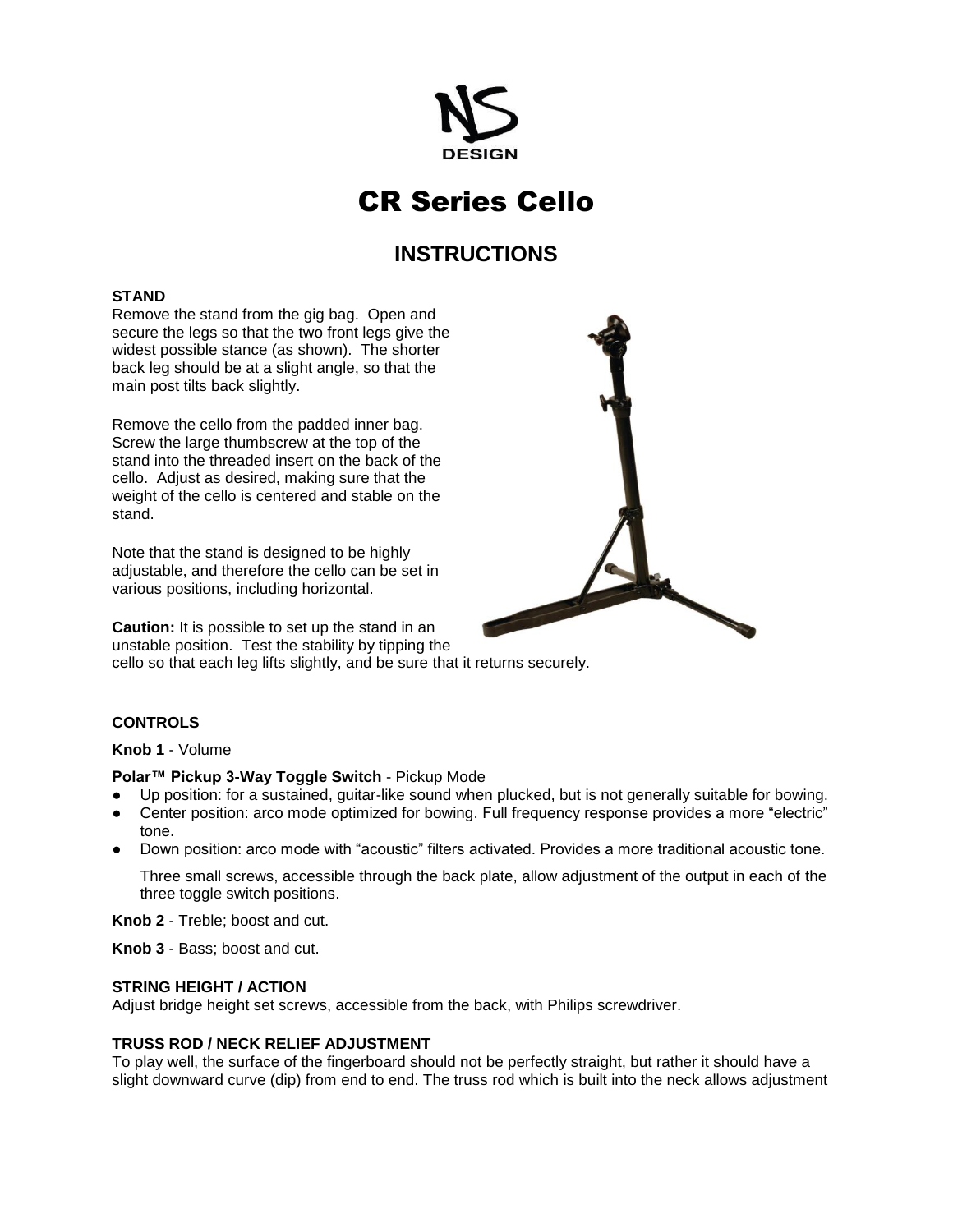NS DESIGN

# CR Series Cello

## INSTRUCTIONS

**STAND**
Remove the stand from the gig bag. Open and secure the legs so that the two front legs give the widest possible stance (as shown). The shorter back leg should be at a slight angle, so that the main post tilts back slightly.

Remove the cello from the padded inner bag. Screw the large thumbscrew at the top of the stand into the threaded insert on the back of the cello. Adjust as desired, making sure that the weight of the cello is centered and stable on the stand.

Note that the stand is designed to be highly adjustable, and therefore the cello can be set in various positions, including horizontal.

**Caution:** It is possible to set up the stand in an unstable position. Test the stability by tipping the cello so that each leg lifts slightly, and be sure that it returns securely.

**CONTROLS**

**Knob 1** - Volume

**Polar™ Pickup 3-Way Toggle Switch** - Pickup Mode

- Up position: for a sustained, guitar-like sound when plucked, but is not generally suitable for bowing.
- Center position: arco mode optimized for bowing. Full frequency response provides a more "electric" tone.
- Down position: arco mode with "acoustic" filters activated. Provides a more traditional acoustic tone.

  Three small screws, accessible through the back plate, allow adjustment of the output in each of the three toggle switch positions.

**Knob 2** - Treble; boost and cut.

**Knob 3** - Bass; boost and cut.

**STRING HEIGHT / ACTION**
Adjust bridge height set screws, accessible from the back, with Philips screwdriver.

**TRUSS ROD / NECK RELIEF ADJUSTMENT**
To play well, the surface of the fingerboard should not be perfectly straight, but rather it should have a slight downward curve (dip) from end to end. The truss rod which is built into the neck allows adjustment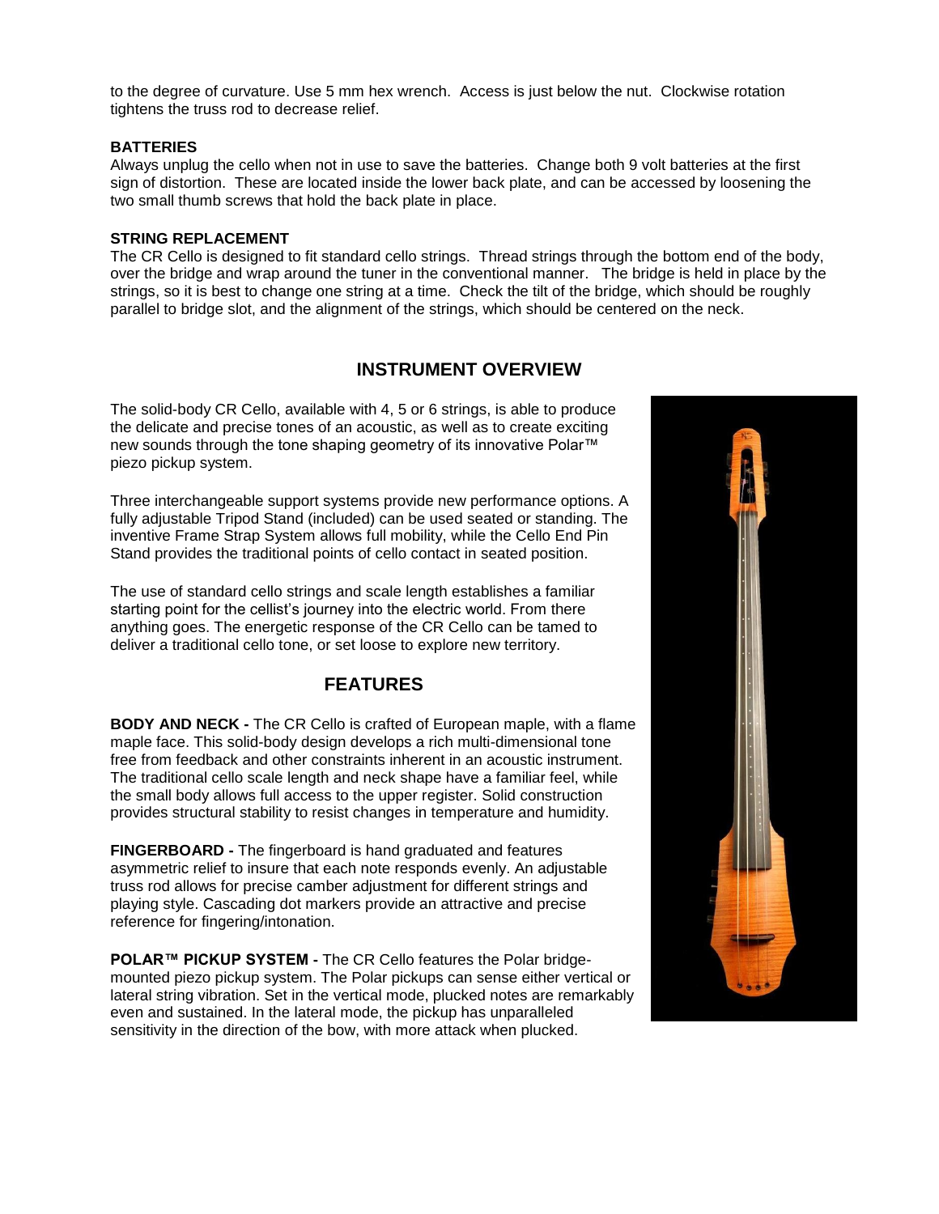to the degree of curvature. Use 5 mm hex wrench. Access is just below the nut. Clockwise rotation tightens the truss rod to decrease relief.

**BATTERIES**

Always unplug the cello when not in use to save the batteries. Change both 9 volt batteries at the first sign of distortion. These are located inside the lower back plate, and can be accessed by loosening the two small thumb screws that hold the back plate in place.

**STRING REPLACEMENT**

The CR Cello is designed to fit standard cello strings. Thread strings through the bottom end of the body, over the bridge and wrap around the tuner in the conventional manner. The bridge is held in place by the strings, so it is best to change one string at a time. Check the tilt of the bridge, which should be roughly parallel to bridge slot, and the alignment of the strings, which should be centered on the neck.

## INSTRUMENT OVERVIEW

The solid-body CR Cello, available with 4, 5 or 6 strings, is able to produce the delicate and precise tones of an acoustic, as well as to create exciting new sounds through the tone shaping geometry of its innovative Polar™ piezo pickup system.

Three interchangeable support systems provide new performance options. A fully adjustable Tripod Stand (included) can be used seated or standing. The inventive Frame Strap System allows full mobility, while the Cello End Pin Stand provides the traditional points of cello contact in seated position.

The use of standard cello strings and scale length establishes a familiar starting point for the cellist's journey into the electric world. From there anything goes. The energetic response of the CR Cello can be tamed to deliver a traditional cello tone, or set loose to explore new territory.

## FEATURES

**BODY AND NECK -** The CR Cello is crafted of European maple, with a flame maple face. This solid-body design develops a rich multi-dimensional tone free from feedback and other constraints inherent in an acoustic instrument. The traditional cello scale length and neck shape have a familiar feel, while the small body allows full access to the upper register. Solid construction provides structural stability to resist changes in temperature and humidity.

**FINGERBOARD -** The fingerboard is hand graduated and features asymmetric relief to insure that each note responds evenly. An adjustable truss rod allows for precise camber adjustment for different strings and playing style. Cascading dot markers provide an attractive and precise reference for fingering/intonation.

**POLAR™ PICKUP SYSTEM -** The CR Cello features the Polar bridge-mounted piezo pickup system. The Polar pickups can sense either vertical or lateral string vibration. Set in the vertical mode, plucked notes are remarkably even and sustained. In the lateral mode, the pickup has unparalleled sensitivity in the direction of the bow, with more attack when plucked.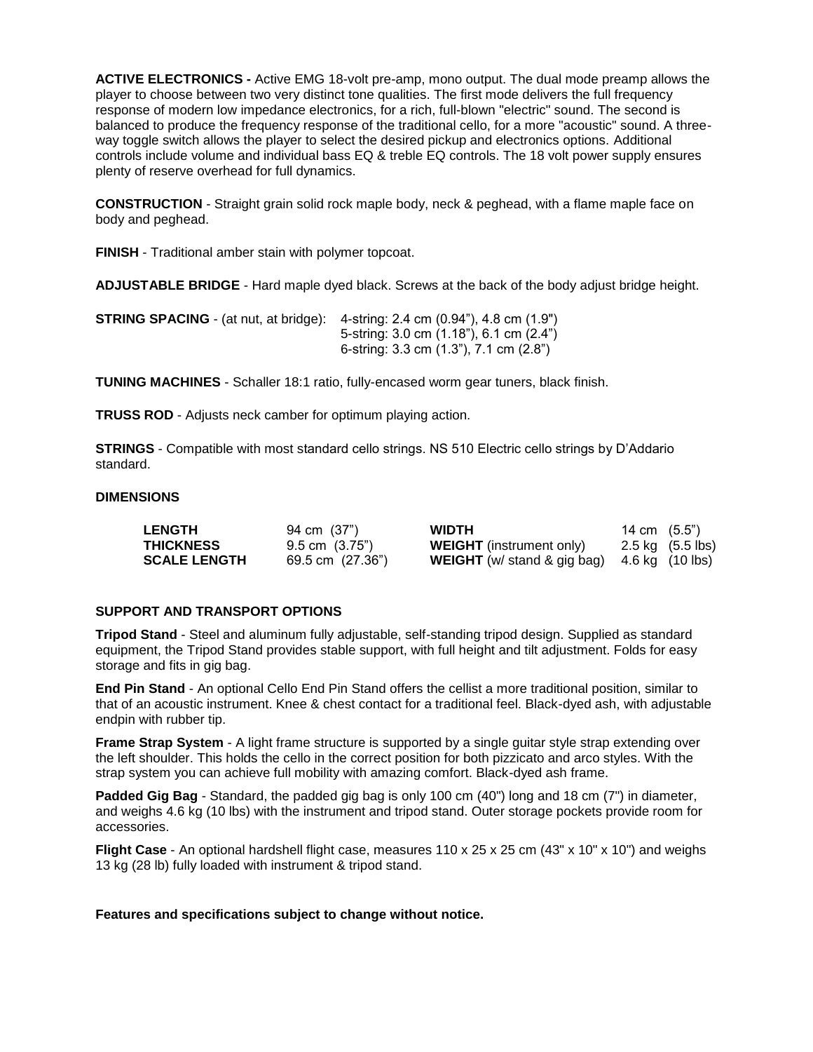**ACTIVE ELECTRONICS -** Active EMG 18-volt pre-amp, mono output. The dual mode preamp allows the player to choose between two very distinct tone qualities. The first mode delivers the full frequency response of modern low impedance electronics, for a rich, full-blown "electric" sound. The second is balanced to produce the frequency response of the traditional cello, for a more "acoustic" sound. A three-way toggle switch allows the player to select the desired pickup and electronics options. Additional controls include volume and individual bass EQ & treble EQ controls. The 18 volt power supply ensures plenty of reserve overhead for full dynamics.

**CONSTRUCTION** - Straight grain solid rock maple body, neck & peghead, with a flame maple face on body and peghead.

**FINISH** - Traditional amber stain with polymer topcoat.

**ADJUSTABLE BRIDGE** - Hard maple dyed black. Screws at the back of the body adjust bridge height.

**STRING SPACING** - (at nut, at bridge): 4-string: 2.4 cm (0.94"), 4.8 cm (1.9")
5-string: 3.0 cm (1.18"), 6.1 cm (2.4")
6-string: 3.3 cm (1.3"), 7.1 cm (2.8")

**TUNING MACHINES** - Schaller 18:1 ratio, fully-encased worm gear tuners, black finish.

**TRUSS ROD** - Adjusts neck camber for optimum playing action.

**STRINGS** - Compatible with most standard cello strings. NS 510 Electric cello strings by D'Addario standard.

**DIMENSIONS**

| | | | |
|---|---|---|---|
| **LENGTH** | 94 cm (37") | **WIDTH** | 14 cm (5.5") |
| **THICKNESS** | 9.5 cm (3.75") | **WEIGHT** (instrument only) | 2.5 kg (5.5 lbs) |
| **SCALE LENGTH** | 69.5 cm (27.36") | **WEIGHT** (w/ stand & gig bag) | 4.6 kg (10 lbs) |

**SUPPORT AND TRANSPORT OPTIONS**

**Tripod Stand** - Steel and aluminum fully adjustable, self-standing tripod design. Supplied as standard equipment, the Tripod Stand provides stable support, with full height and tilt adjustment. Folds for easy storage and fits in gig bag.

**End Pin Stand** - An optional Cello End Pin Stand offers the cellist a more traditional position, similar to that of an acoustic instrument. Knee & chest contact for a traditional feel. Black-dyed ash, with adjustable endpin with rubber tip.

**Frame Strap System** - A light frame structure is supported by a single guitar style strap extending over the left shoulder. This holds the cello in the correct position for both pizzicato and arco styles. With the strap system you can achieve full mobility with amazing comfort. Black-dyed ash frame.

**Padded Gig Bag** - Standard, the padded gig bag is only 100 cm (40") long and 18 cm (7") in diameter, and weighs 4.6 kg (10 lbs) with the instrument and tripod stand. Outer storage pockets provide room for accessories.

**Flight Case** - An optional hardshell flight case, measures 110 x 25 x 25 cm (43" x 10" x 10") and weighs 13 kg (28 lb) fully loaded with instrument & tripod stand.

**Features and specifications subject to change without notice.**